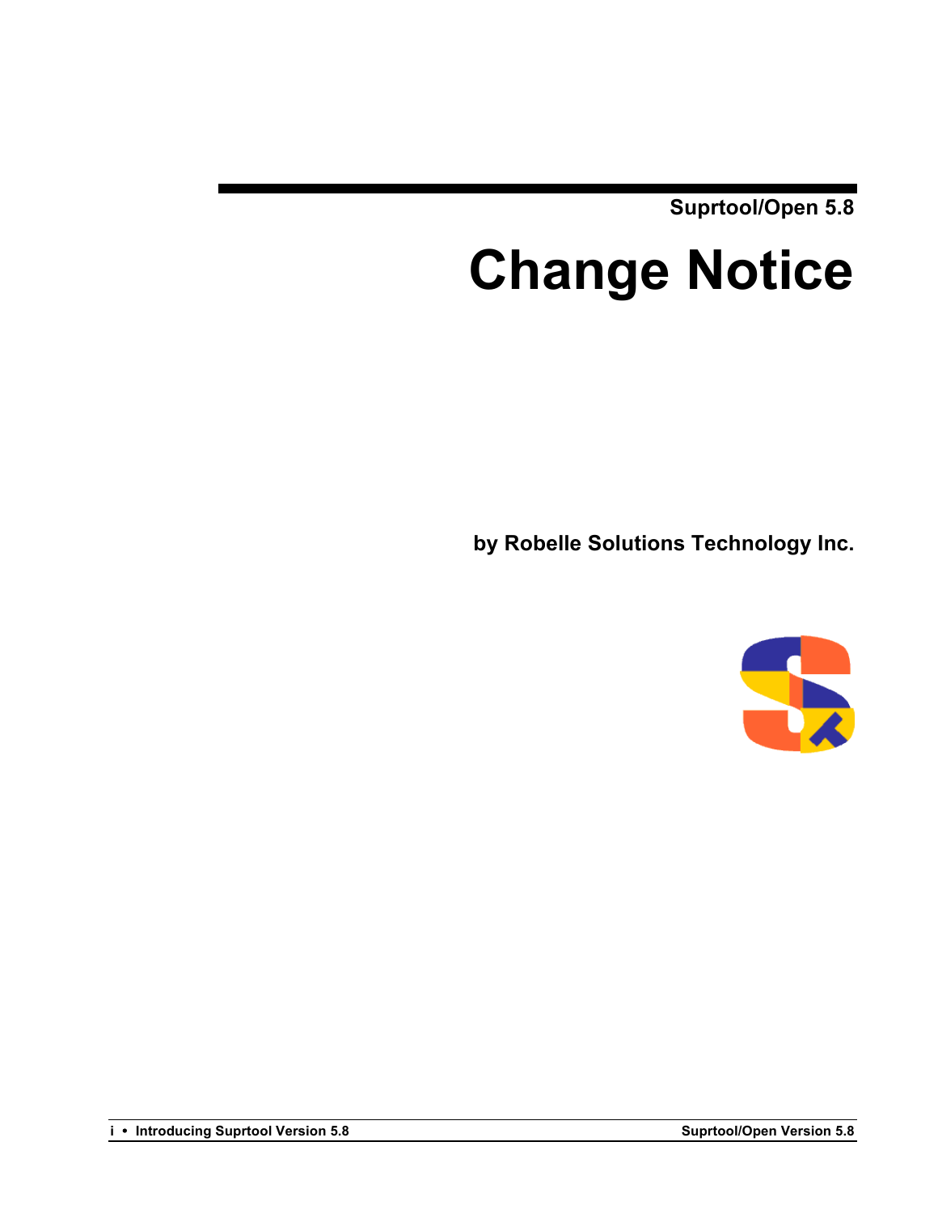Suprtool/Open 5.8

# Change Notice

**by Robelle Solutions Technology Inc.**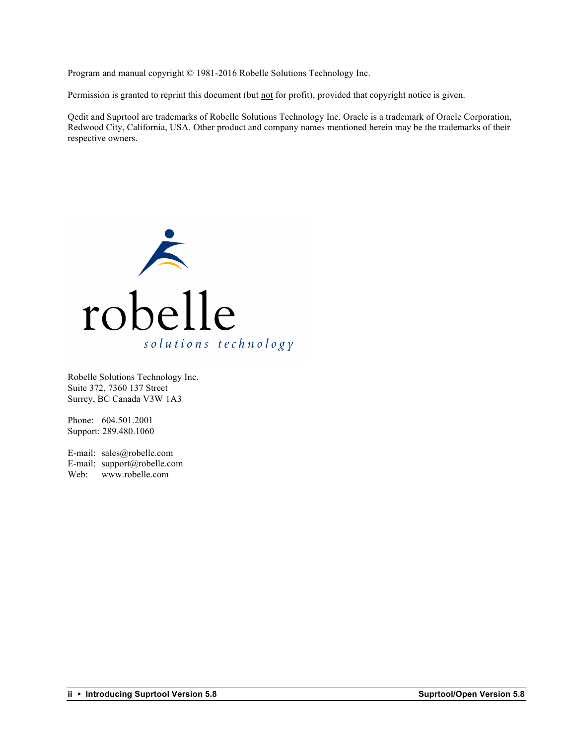Program and manual copyright © 1981-2016 Robelle Solutions Technology Inc.

Permission is granted to reprint this document (but not for profit), provided that copyright notice is given.

Qedit and Suprtool are trademarks of Robelle Solutions Technology Inc. Oracle is a trademark of Oracle Corporation, Redwood City, California, USA. Other product and company names mentioned herein may be the trademarks of their respective owners.

robelle
*solutions technology*

Robelle Solutions Technology Inc.
Suite 372, 7360 137 Street
Surrey, BC Canada V3W 1A3

Phone: 604.501.2001
Support: 289.480.1060

E-mail: sales@robelle.com
E-mail: support@robelle.com
Web: www.robelle.com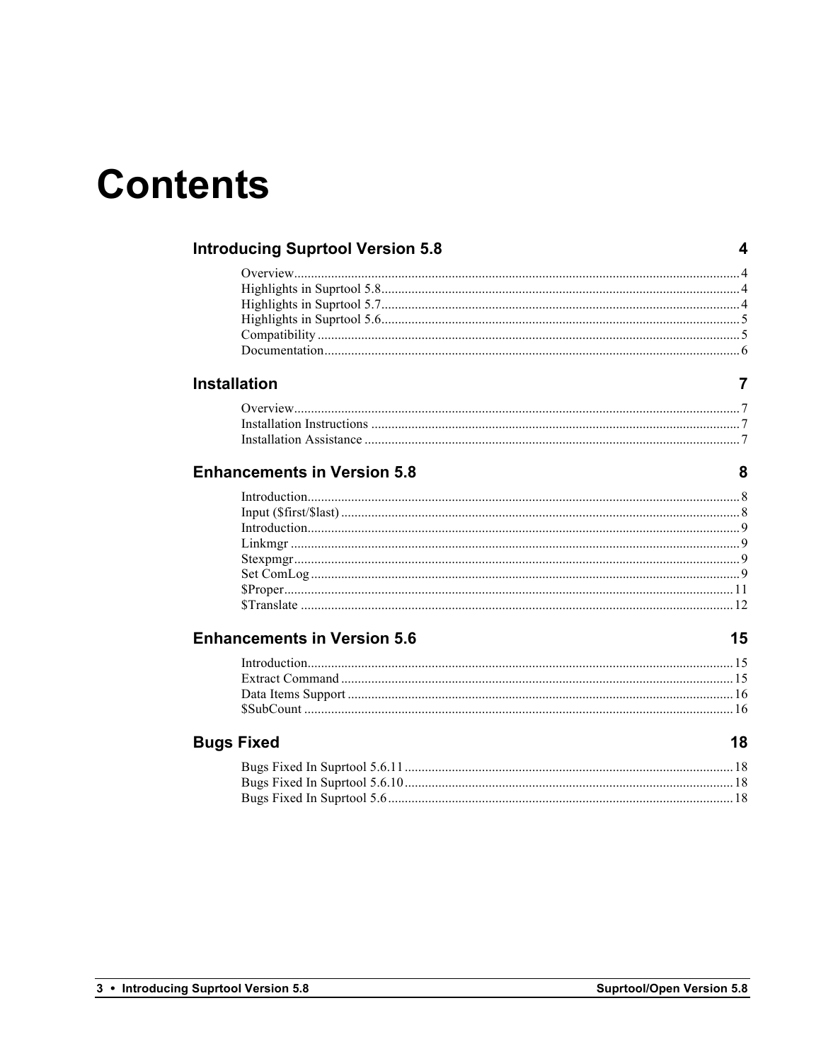# Contents

## Introducing Suprtool Version 5.8 — 4

- Overview — 4
- Highlights in Suprtool 5.8 — 4
- Highlights in Suprtool 5.7 — 4
- Highlights in Suprtool 5.6 — 5
- Compatibility — 5
- Documentation — 6

## Installation — 7

- Overview — 7
- Installation Instructions — 7
- Installation Assistance — 7

## Enhancements in Version 5.8 — 8

- Introduction — 8
- Input ($first/$last) — 8
- Introduction — 9
- Linkmgr — 9
- Stexpmgr — 9
- Set ComLog — 9
- $Proper — 11
- $Translate — 12

## Enhancements in Version 5.6 — 15

- Introduction — 15
- Extract Command — 15
- Data Items Support — 16
- $SubCount — 16

## Bugs Fixed — 18

- Bugs Fixed In Suprtool 5.6.11 — 18
- Bugs Fixed In Suprtool 5.6.10 — 18
- Bugs Fixed In Suprtool 5.6 — 18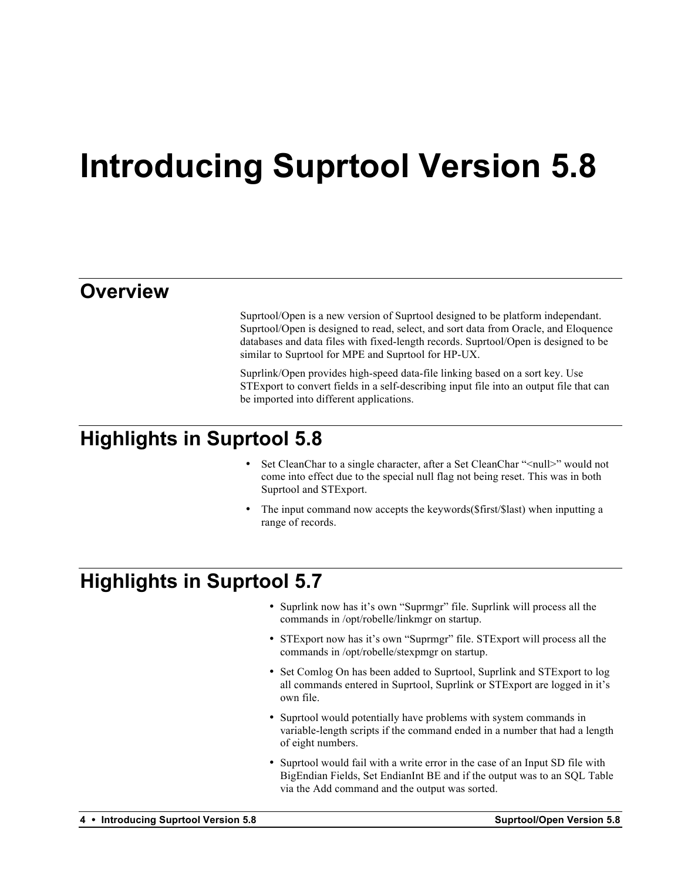# Introducing Suprtool Version 5.8

## Overview

Suprtool/Open is a new version of Suprtool designed to be platform independant. Suprtool/Open is designed to read, select, and sort data from Oracle, and Eloquence databases and data files with fixed-length records. Suprtool/Open is designed to be similar to Suprtool for MPE and Suprtool for HP-UX.

Suprlink/Open provides high-speed data-file linking based on a sort key. Use STExport to convert fields in a self-describing input file into an output file that can be imported into different applications.

## Highlights in Suprtool 5.8

- Set CleanChar to a single character, after a Set CleanChar "<null>" would not come into effect due to the special null flag not being reset. This was in both Suprtool and STExport.
- The input command now accepts the keywords($first/$last) when inputting a range of records.

## Highlights in Suprtool 5.7

- Suprlink now has it's own "Suprmgr" file. Suprlink will process all the commands in /opt/robelle/linkmgr on startup.
- STExport now has it's own "Suprmgr" file. STExport will process all the commands in /opt/robelle/stexpmgr on startup.
- Set Comlog On has been added to Suprtool, Suprlink and STExport to log all commands entered in Suprtool, Suprlink or STExport are logged in it's own file.
- Suprtool would potentially have problems with system commands in variable-length scripts if the command ended in a number that had a length of eight numbers.
- Suprtool would fail with a write error in the case of an Input SD file with BigEndian Fields, Set EndianInt BE and if the output was to an SQL Table via the Add command and the output was sorted.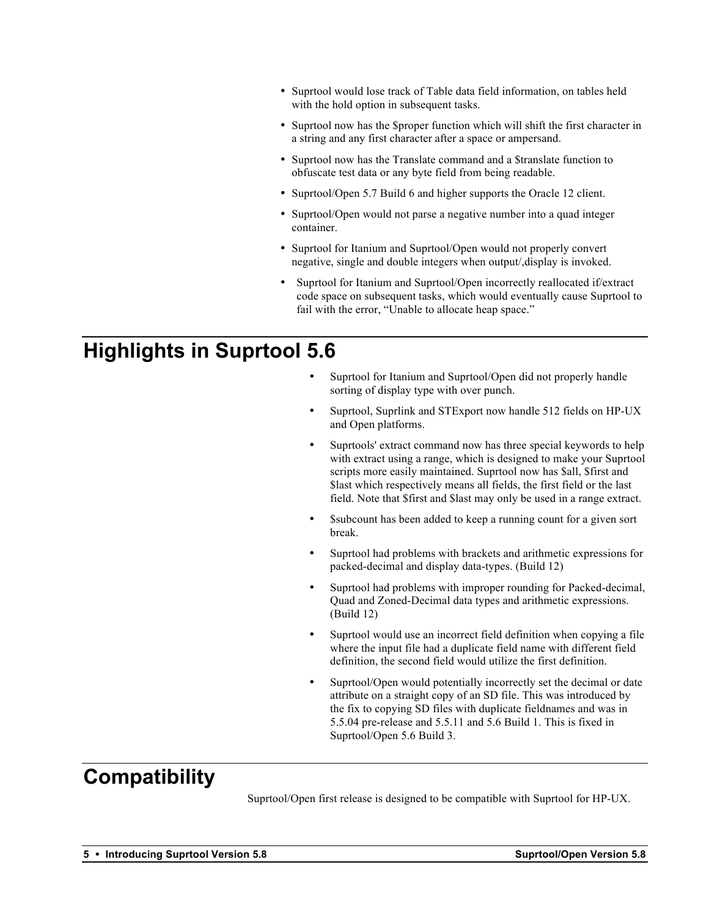- Suprtool would lose track of Table data field information, on tables held with the hold option in subsequent tasks.
- Suprtool now has the $proper function which will shift the first character in a string and any first character after a space or ampersand.
- Suprtool now has the Translate command and a $translate function to obfuscate test data or any byte field from being readable.
- Suprtool/Open 5.7 Build 6 and higher supports the Oracle 12 client.
- Suprtool/Open would not parse a negative number into a quad integer container.
- Suprtool for Itanium and Suprtool/Open would not properly convert negative, single and double integers when output/,display is invoked.
- Suprtool for Itanium and Suprtool/Open incorrectly reallocated if/extract code space on subsequent tasks, which would eventually cause Suprtool to fail with the error, “Unable to allocate heap space.”

# Highlights in Suprtool 5.6

- Suprtool for Itanium and Suprtool/Open did not properly handle sorting of display type with over punch.
- Suprtool, Suprlink and STExport now handle 512 fields on HP-UX and Open platforms.
- Suprtools' extract command now has three special keywords to help with extract using a range, which is designed to make your Suprtool scripts more easily maintained. Suprtool now has $all, $first and $last which respectively means all fields, the first field or the last field. Note that $first and $last may only be used in a range extract.
- $subcount has been added to keep a running count for a given sort break.
- Suprtool had problems with brackets and arithmetic expressions for packed-decimal and display data-types. (Build 12)
- Suprtool had problems with improper rounding for Packed-decimal, Quad and Zoned-Decimal data types and arithmetic expressions. (Build 12)
- Suprtool would use an incorrect field definition when copying a file where the input file had a duplicate field name with different field definition, the second field would utilize the first definition.
- Suprtool/Open would potentially incorrectly set the decimal or date attribute on a straight copy of an SD file. This was introduced by the fix to copying SD files with duplicate fieldnames and was in 5.5.04 pre-release and 5.5.11 and 5.6 Build 1. This is fixed in Suprtool/Open 5.6 Build 3.

# Compatibility

Suprtool/Open first release is designed to be compatible with Suprtool for HP-UX.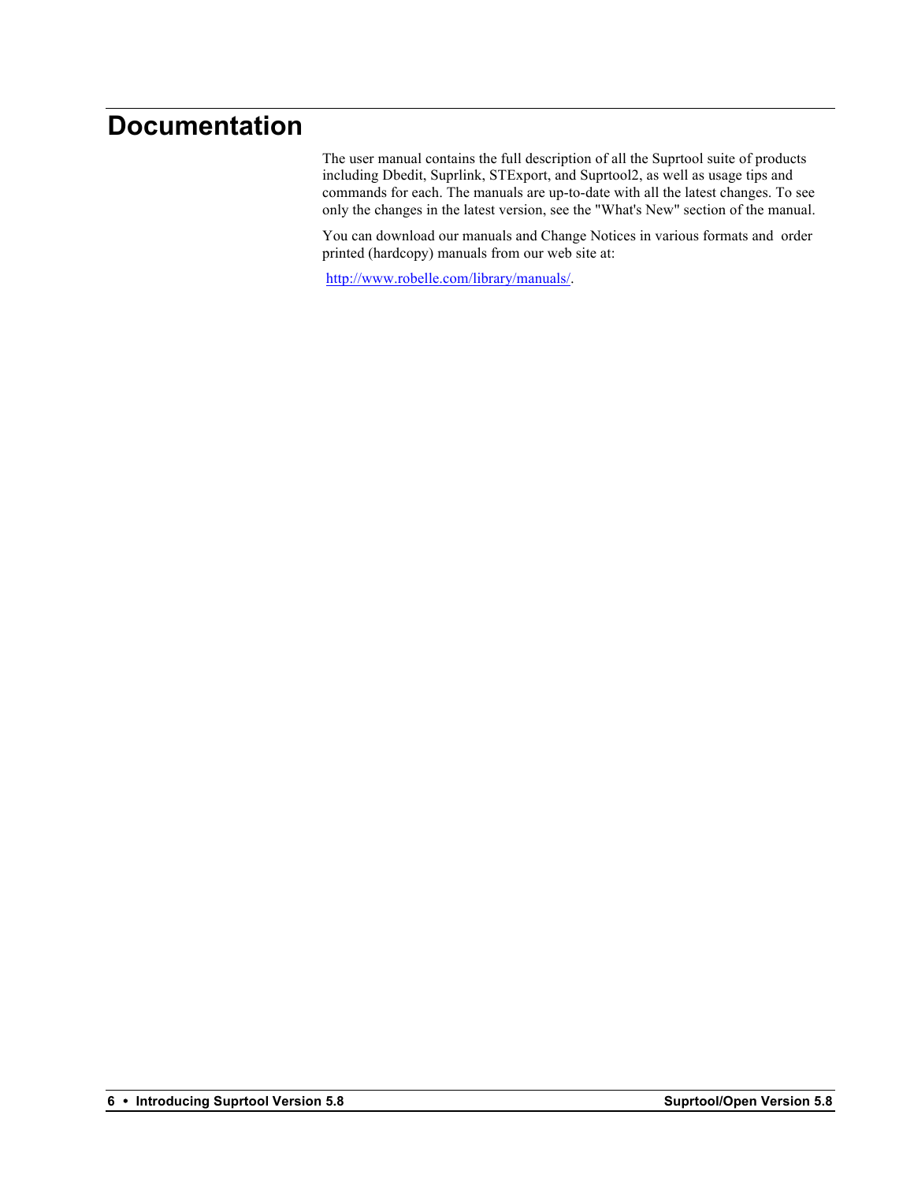# Documentation

The user manual contains the full description of all the Suprtool suite of products including Dbedit, Suprlink, STExport, and Suprtool2, as well as usage tips and commands for each. The manuals are up-to-date with all the latest changes. To see only the changes in the latest version, see the "What's New" section of the manual.

You can download our manuals and Change Notices in various formats and order printed (hardcopy) manuals from our web site at:

http://www.robelle.com/library/manuals/.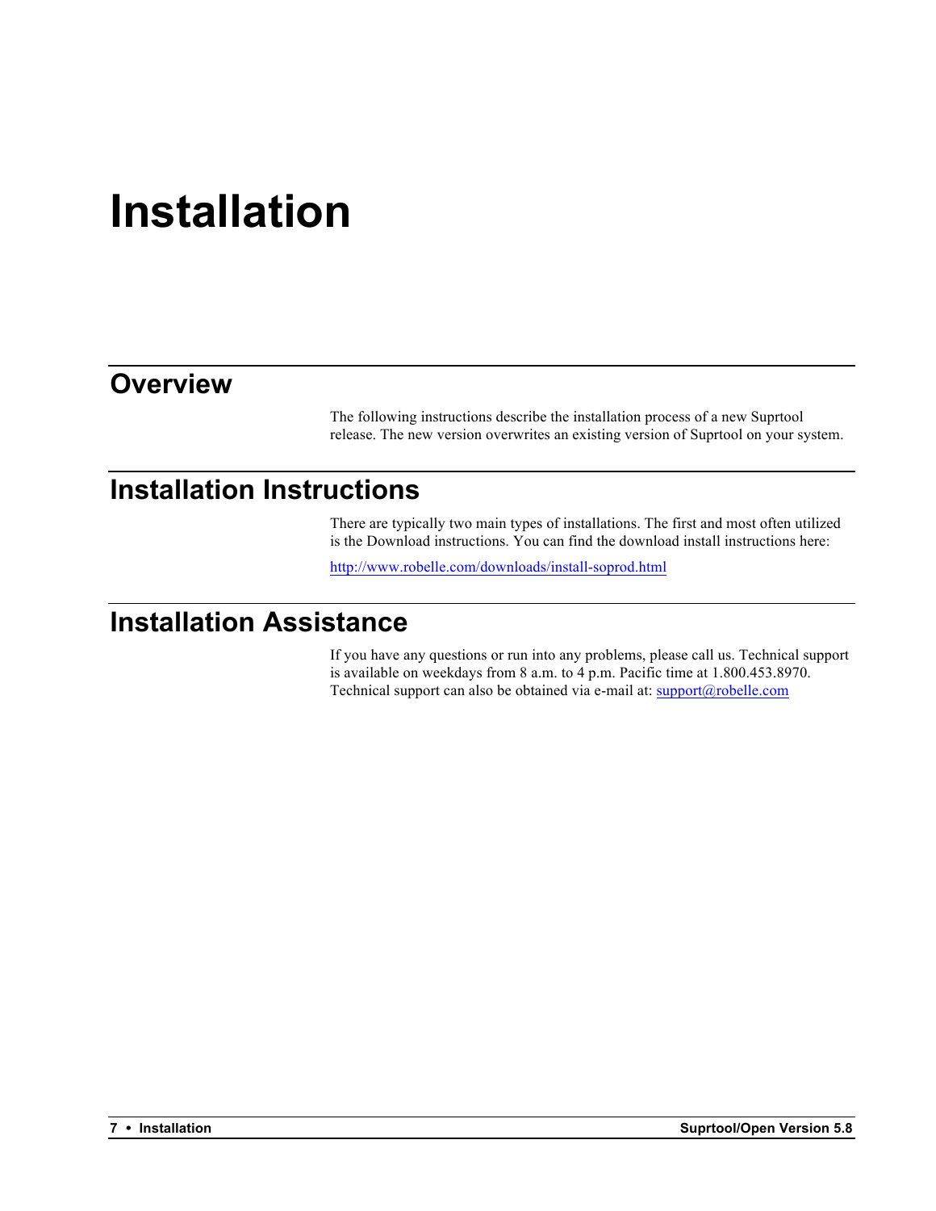# Installation

## Overview

The following instructions describe the installation process of a new Suprtool release. The new version overwrites an existing version of Suprtool on your system.

## Installation Instructions

There are typically two main types of installations. The first and most often utilized is the Download instructions. You can find the download install instructions here:

[http://www.robelle.com/downloads/install-soprod.html](http://www.robelle.com/downloads/install-soprod.html)

## Installation Assistance

If you have any questions or run into any problems, please call us. Technical support is available on weekdays from 8 a.m. to 4 p.m. Pacific time at 1.800.453.8970. Technical support can also be obtained via e-mail at: [support@robelle.com](mailto:support@robelle.com)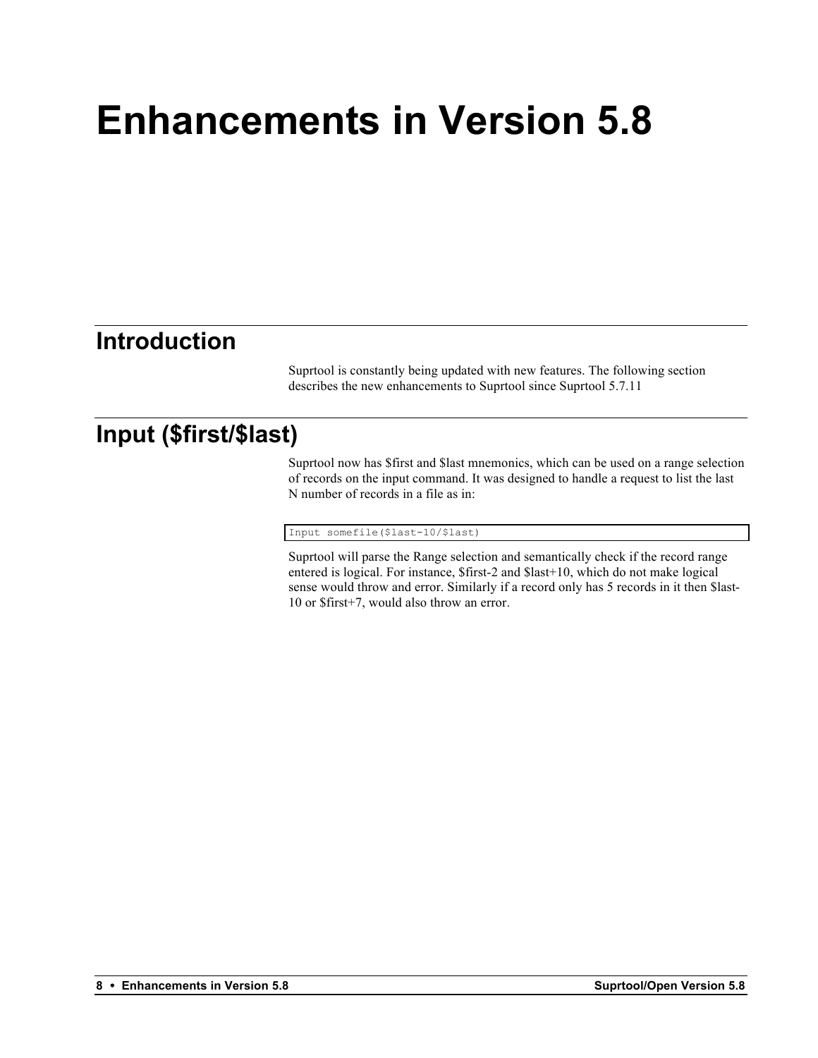# Enhancements in Version 5.8

## Introduction

Suprtool is constantly being updated with new features. The following section describes the new enhancements to Suprtool since Suprtool 5.7.11

## Input ($first/$last)

Suprtool now has $first and $last mnemonics, which can be used on a range selection of records on the input command. It was designed to handle a request to list the last N number of records in a file as in:

```
Input somefile($last-10/$last)
```

Suprtool will parse the Range selection and semantically check if the record range entered is logical. For instance, $first-2 and $last+10, which do not make logical sense would throw and error. Similarly if a record only has 5 records in it then $last-10 or $first+7, would also throw an error.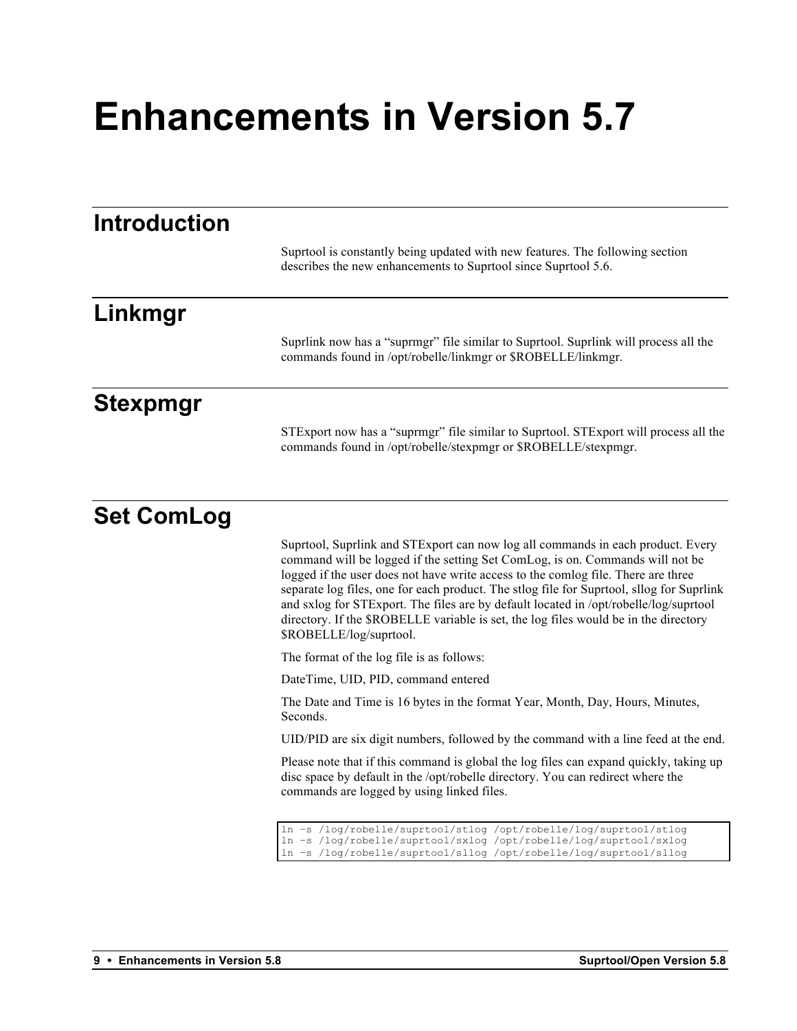# Enhancements in Version 5.7

## Introduction

Suprtool is constantly being updated with new features. The following section describes the new enhancements to Suprtool since Suprtool 5.6.

## Linkmgr

Suprlink now has a "suprmgr" file similar to Suprtool. Suprlink will process all the commands found in /opt/robelle/linkmgr or $ROBELLE/linkmgr.

## Stexpmgr

STExport now has a "suprmgr" file similar to Suprtool. STExport will process all the commands found in /opt/robelle/stexpmgr or $ROBELLE/stexpmgr.

## Set ComLog

Suprtool, Suprlink and STExport can now log all commands in each product. Every command will be logged if the setting Set ComLog, is on. Commands will not be logged if the user does not have write access to the comlog file. There are three separate log files, one for each product. The stlog file for Suprtool, sllog for Suprlink and sxlog for STExport. The files are by default located in /opt/robelle/log/suprtool directory. If the $ROBELLE variable is set, the log files would be in the directory $ROBELLE/log/suprtool.

The format of the log file is as follows:

DateTime, UID, PID, command entered

The Date and Time is 16 bytes in the format Year, Month, Day, Hours, Minutes, Seconds.

UID/PID are six digit numbers, followed by the command with a line feed at the end.

Please note that if this command is global the log files can expand quickly, taking up disc space by default in the /opt/robelle directory. You can redirect where the commands are logged by using linked files.

```
ln -s /log/robelle/suprtool/stlog /opt/robelle/log/suprtool/stlog
ln -s /log/robelle/suprtool/sxlog /opt/robelle/log/suprtool/sxlog
ln -s /log/robelle/suprtool/sllog /opt/robelle/log/suprtool/sllog
```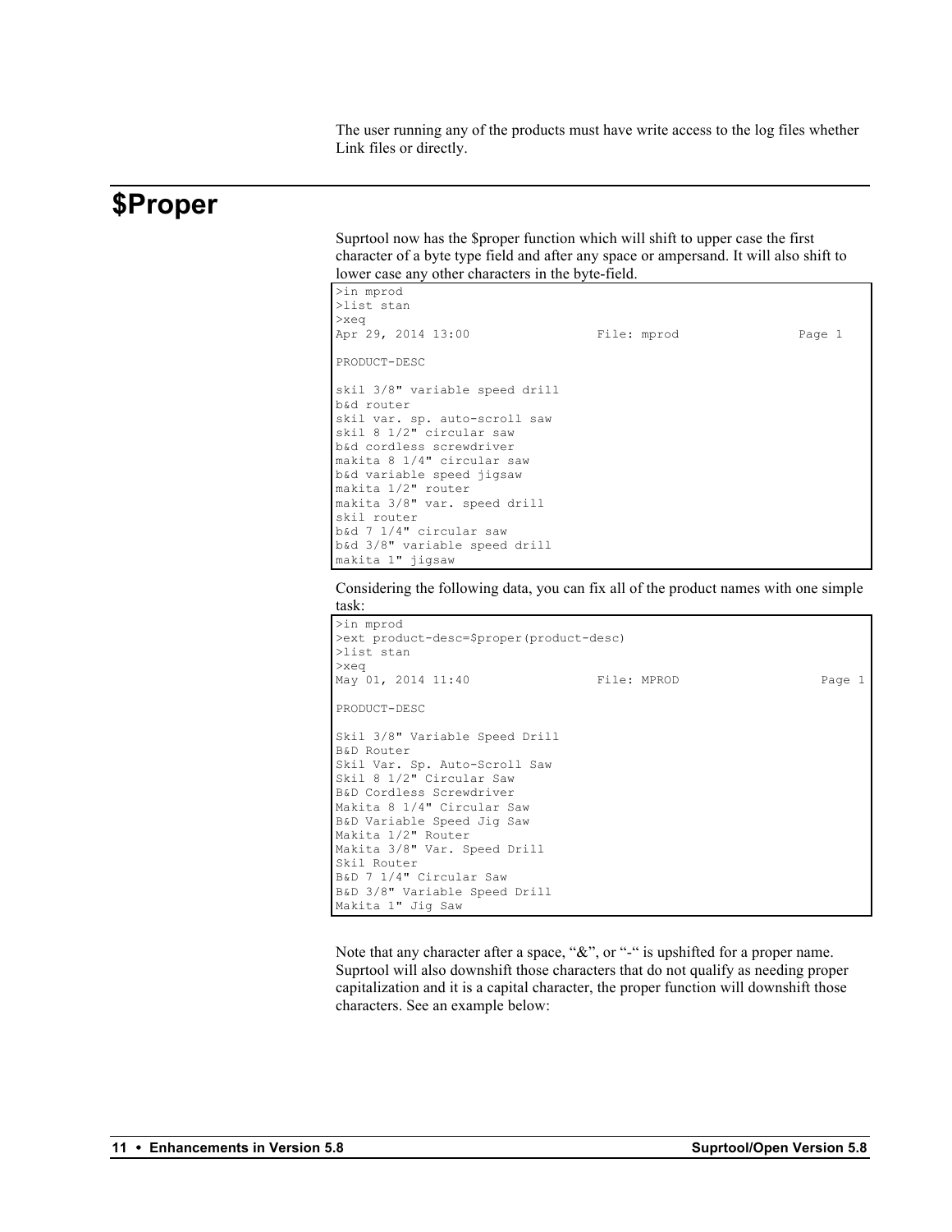The user running any of the products must have write access to the log files whether Link files or directly.

# $Proper

Suprtool now has the $proper function which will shift to upper case the first character of a byte type field and after any space or ampersand. It will also shift to lower case any other characters in the byte-field.

```
>in mprod
>list stan
>xeq
Apr 29, 2014 13:00                File: mprod                Page 1

PRODUCT-DESC

skil 3/8" variable speed drill
b&d router
skil var. sp. auto-scroll saw
skil 8 1/2" circular saw
b&d cordless screwdriver
makita 8 1/4" circular saw
b&d variable speed jigsaw
makita 1/2" router
makita 3/8" var. speed drill
skil router
b&d 7 1/4" circular saw
b&d 3/8" variable speed drill
makita 1" jigsaw
```

Considering the following data, you can fix all of the product names with one simple task:

```
>in mprod
>ext product-desc=$proper(product-desc)
>list stan
>xeq
May 01, 2014 11:40                File: MPROD                   Page 1

PRODUCT-DESC

Skil 3/8" Variable Speed Drill
B&D Router
Skil Var. Sp. Auto-Scroll Saw
Skil 8 1/2" Circular Saw
B&D Cordless Screwdriver
Makita 8 1/4" Circular Saw
B&D Variable Speed Jig Saw
Makita 1/2" Router
Makita 3/8" Var. Speed Drill
Skil Router
B&D 7 1/4" Circular Saw
B&D 3/8" Variable Speed Drill
Makita 1" Jig Saw
```

Note that any character after a space, "&", or "-" is upshifted for a proper name. Suprtool will also downshift those characters that do not qualify as needing proper capitalization and it is a capital character, the proper function will downshift those characters. See an example below: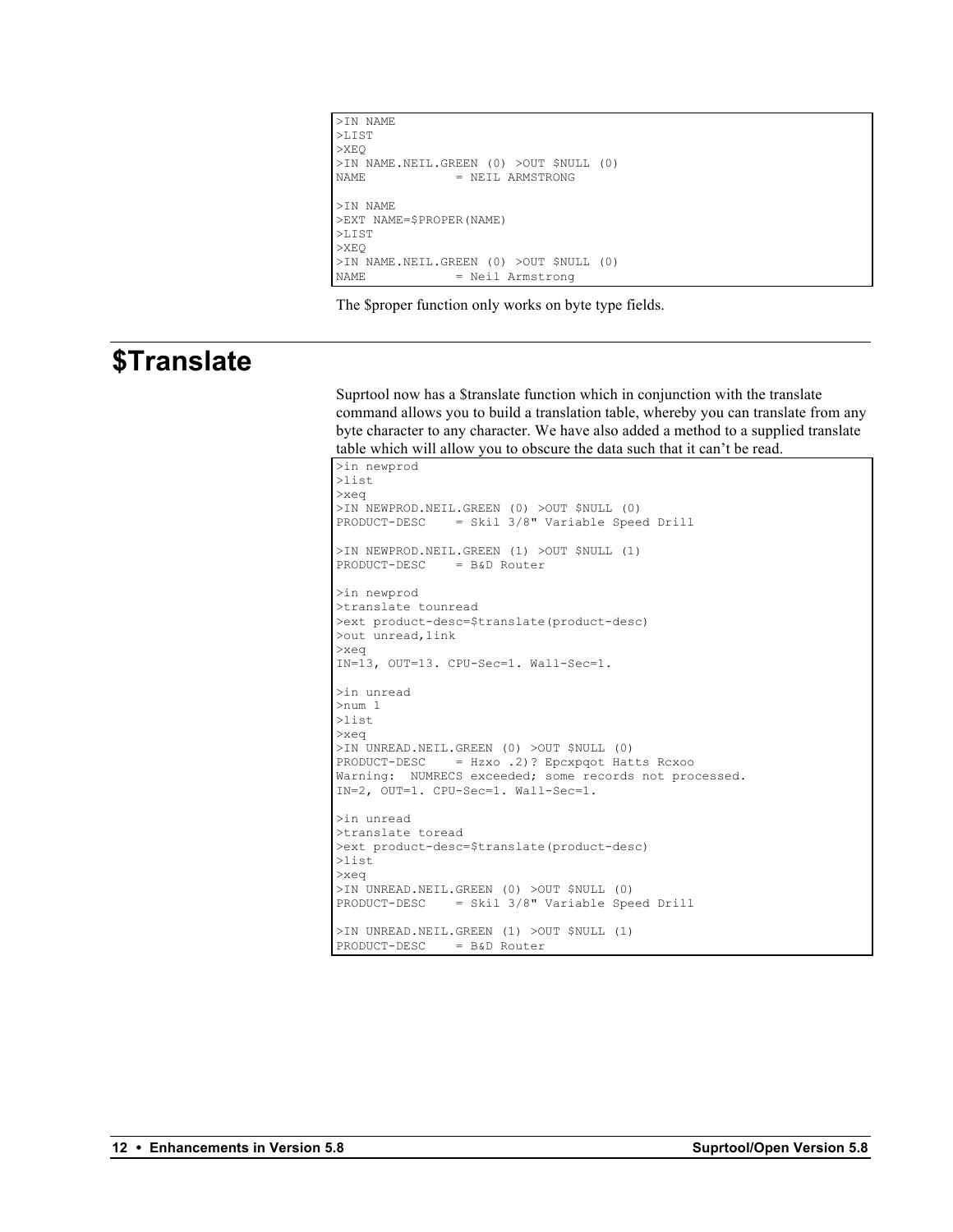```
>IN NAME
>LIST
>XEQ
>IN NAME.NEIL.GREEN (0) >OUT $NULL (0)
NAME             = NEIL ARMSTRONG

>IN NAME
>EXT NAME=$PROPER(NAME)
>LIST
>XEQ
>IN NAME.NEIL.GREEN (0) >OUT $NULL (0)
NAME             = Neil Armstrong
```

The $proper function only works on byte type fields.

# $Translate

Suprtool now has a $translate function which in conjunction with the translate command allows you to build a translation table, whereby you can translate from any byte character to any character. We have also added a method to a supplied translate table which will allow you to obscure the data such that it can't be read.

```
>in newprod
>list
>xeq
>IN NEWPROD.NEIL.GREEN (0) >OUT $NULL (0)
PRODUCT-DESC     = Skil 3/8" Variable Speed Drill

>IN NEWPROD.NEIL.GREEN (1) >OUT $NULL (1)
PRODUCT-DESC     = B&D Router

>in newprod
>translate tounread
>ext product-desc=$translate(product-desc)
>out unread,link
>xeq
IN=13, OUT=13. CPU-Sec=1. Wall-Sec=1.

>in unread
>num 1
>list
>xeq
>IN UNREAD.NEIL.GREEN (0) >OUT $NULL (0)
PRODUCT-DESC     = Hzxo .2)? Epcxpqot Hatts Rcxoo
Warning:  NUMRECS exceeded; some records not processed.
IN=2, OUT=1. CPU-Sec=1. Wall-Sec=1.

>in unread
>translate toread
>ext product-desc=$translate(product-desc)
>list
>xeq
>IN UNREAD.NEIL.GREEN (0) >OUT $NULL (0)
PRODUCT-DESC     = Skil 3/8" Variable Speed Drill

>IN UNREAD.NEIL.GREEN (1) >OUT $NULL (1)
PRODUCT-DESC     = B&D Router
```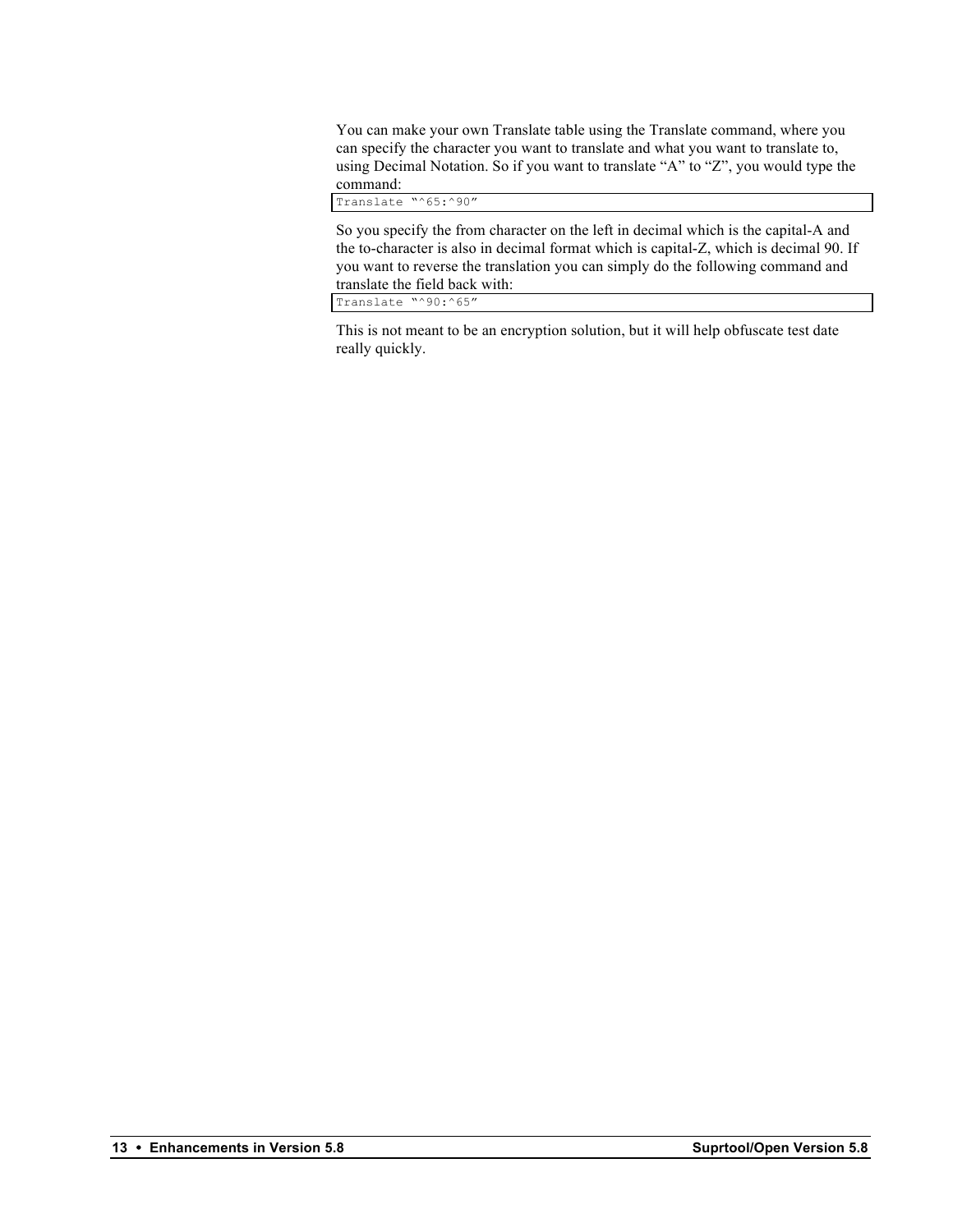You can make your own Translate table using the Translate command, where you can specify the character you want to translate and what you want to translate to, using Decimal Notation. So if you want to translate “A” to “Z”, you would type the command:

```
Translate "^65:^90"
```

So you specify the from character on the left in decimal which is the capital-A and the to-character is also in decimal format which is capital-Z, which is decimal 90. If you want to reverse the translation you can simply do the following command and translate the field back with:

```
Translate "^90:^65"
```

This is not meant to be an encryption solution, but it will help obfuscate test date really quickly.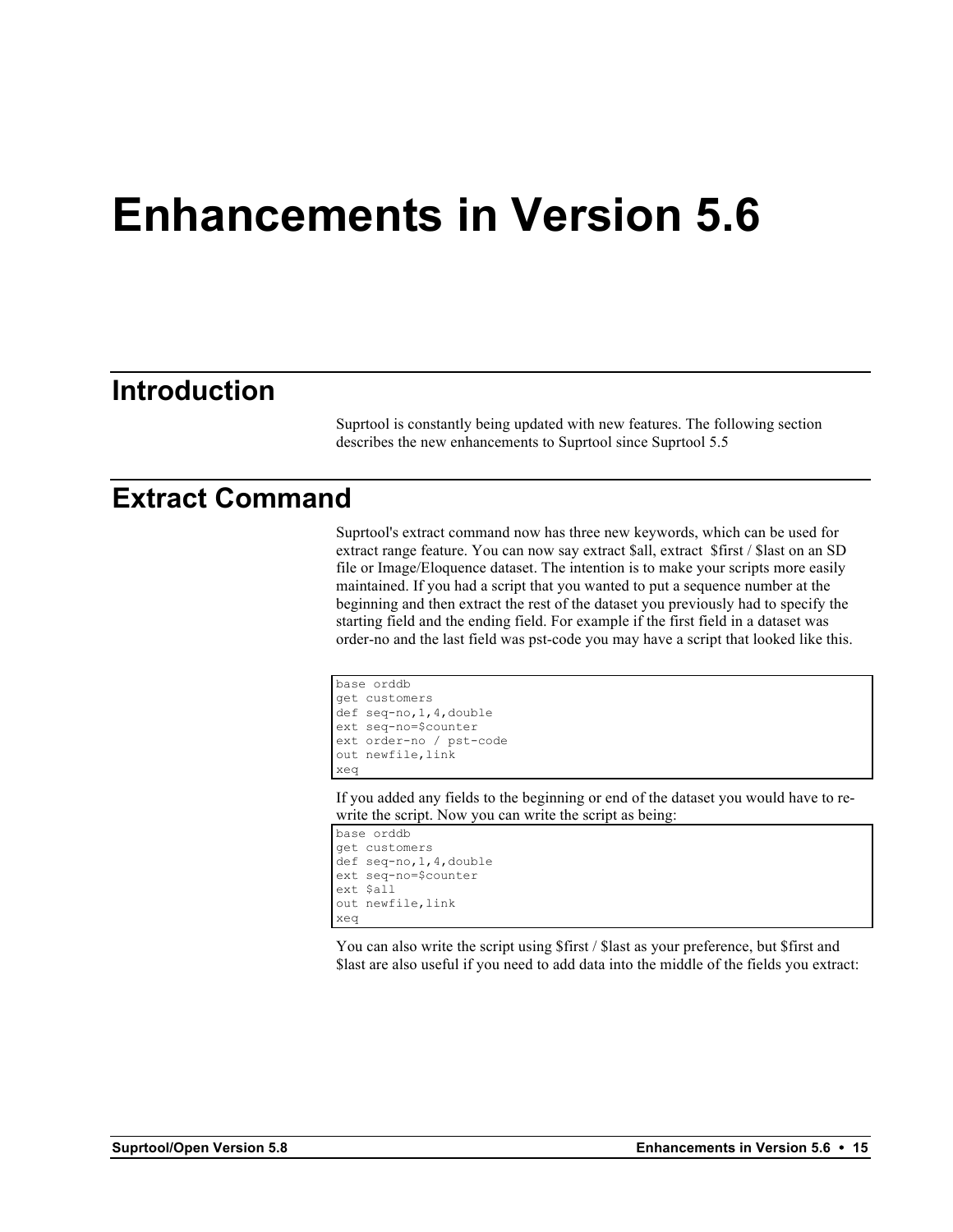# Enhancements in Version 5.6

## Introduction

Suprtool is constantly being updated with new features. The following section describes the new enhancements to Suprtool since Suprtool 5.5

## Extract Command

Suprtool's extract command now has three new keywords, which can be used for extract range feature. You can now say extract $all, extract $first / $last on an SD file or Image/Eloquence dataset. The intention is to make your scripts more easily maintained. If you had a script that you wanted to put a sequence number at the beginning and then extract the rest of the dataset you previously had to specify the starting field and the ending field. For example if the first field in a dataset was order-no and the last field was pst-code you may have a script that looked like this.

```
base orddb
get customers
def seq-no,1,4,double
ext seq-no=$counter
ext order-no / pst-code
out newfile,link
xeq
```

If you added any fields to the beginning or end of the dataset you would have to re-write the script. Now you can write the script as being:

```
base orddb
get customers
def seq-no,1,4,double
ext seq-no=$counter
ext $all
out newfile,link
xeq
```

You can also write the script using $first / $last as your preference, but $first and $last are also useful if you need to add data into the middle of the fields you extract: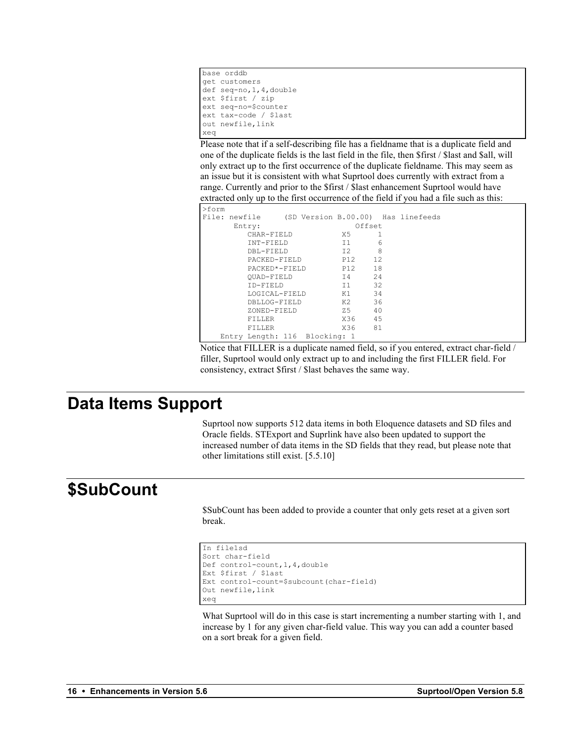```
base orddb
get customers
def seq-no,1,4,double
ext $first / zip
ext seq-no=$counter
ext tax-code / $last
out newfile,link
xeq
```

Please note that if a self-describing file has a fieldname that is a duplicate field and one of the duplicate fields is the last field in the file, then $first / $last and $all, will only extract up to the first occurrence of the duplicate fieldname. This may seem as an issue but it is consistent with what Suprtool does currently with extract from a range. Currently and prior to the $first / $last enhancement Suprtool would have extracted only up to the first occurrence of the field if you had a file such as this:

```
>form
File: newfile     (SD Version B.00.00)  Has linefeeds
       Entry:                     Offset
          CHAR-FIELD           X5      1
          INT-FIELD            I1      6
          DBL-FIELD            I2      8
          PACKED-FIELD         P12    12
          PACKED*-FIELD        P12    18
          QUAD-FIELD           I4     24
          ID-FIELD             I1     32
          LOGICAL-FIELD        K1     34
          DBLLOG-FIELD         K2     36
          ZONED-FIELD          Z5     40
          FILLER               X36    45
          FILLER               X36    81
    Entry Length: 116  Blocking: 1
```

Notice that FILLER is a duplicate named field, so if you entered, extract char-field / filler, Suprtool would only extract up to and including the first FILLER field. For consistency, extract $first / $last behaves the same way.

# Data Items Support

Suprtool now supports 512 data items in both Eloquence datasets and SD files and Oracle fields. STExport and Suprlink have also been updated to support the increased number of data items in the SD fields that they read, but please note that other limitations still exist. [5.5.10]

# $SubCount

$SubCount has been added to provide a counter that only gets reset at a given sort break.

```
In filelsd
Sort char-field
Def control-count,1,4,double
Ext $first / $last
Ext control-count=$subcount(char-field)
Out newfile,link
xeq
```

What Suprtool will do in this case is start incrementing a number starting with 1, and increase by 1 for any given char-field value. This way you can add a counter based on a sort break for a given field.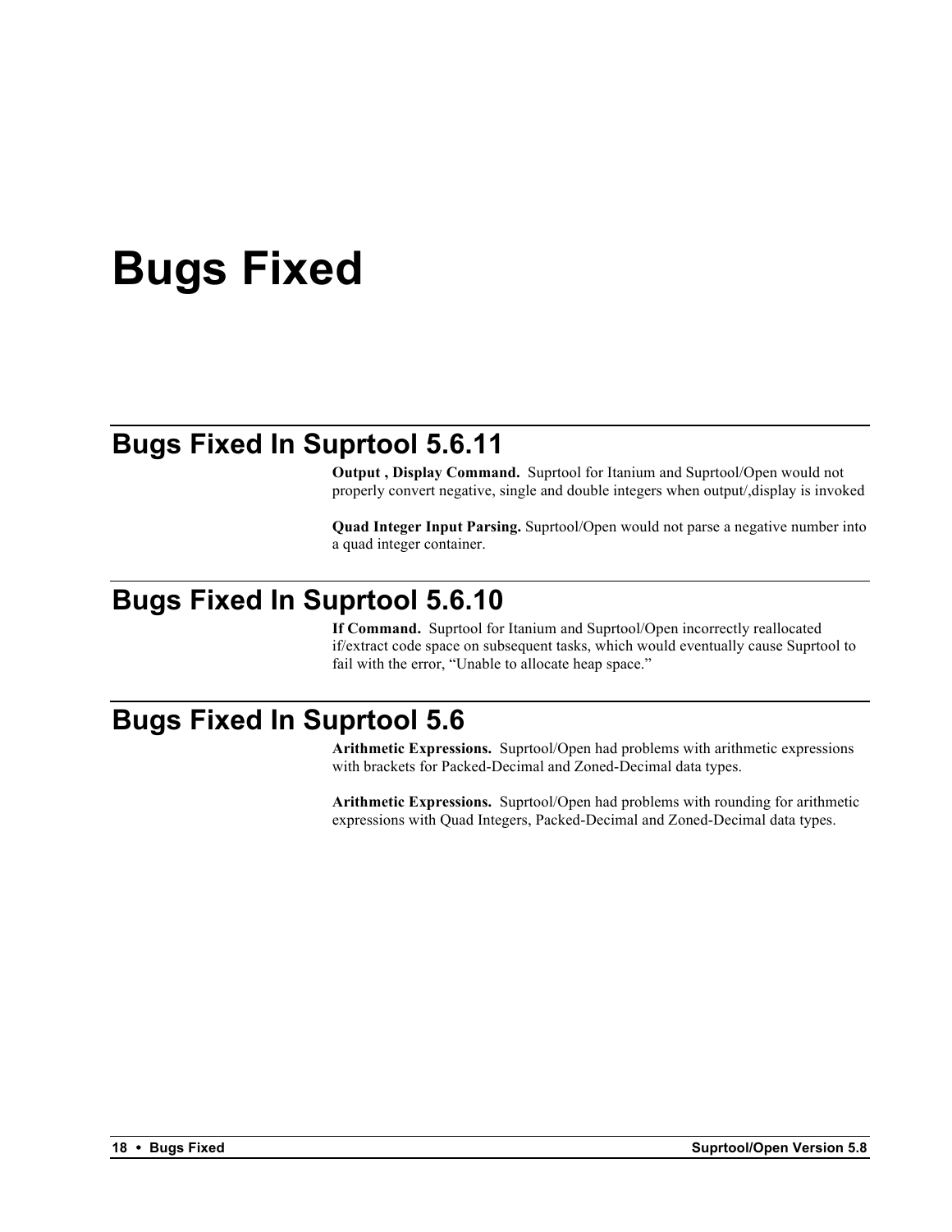# Bugs Fixed

## Bugs Fixed In Suprtool 5.6.11

**Output , Display Command.** Suprtool for Itanium and Suprtool/Open would not properly convert negative, single and double integers when output/,display is invoked

**Quad Integer Input Parsing.** Suprtool/Open would not parse a negative number into a quad integer container.

## Bugs Fixed In Suprtool 5.6.10

**If Command.** Suprtool for Itanium and Suprtool/Open incorrectly reallocated if/extract code space on subsequent tasks, which would eventually cause Suprtool to fail with the error, “Unable to allocate heap space.”

## Bugs Fixed In Suprtool 5.6

**Arithmetic Expressions.** Suprtool/Open had problems with arithmetic expressions with brackets for Packed-Decimal and Zoned-Decimal data types.

**Arithmetic Expressions.** Suprtool/Open had problems with rounding for arithmetic expressions with Quad Integers, Packed-Decimal and Zoned-Decimal data types.